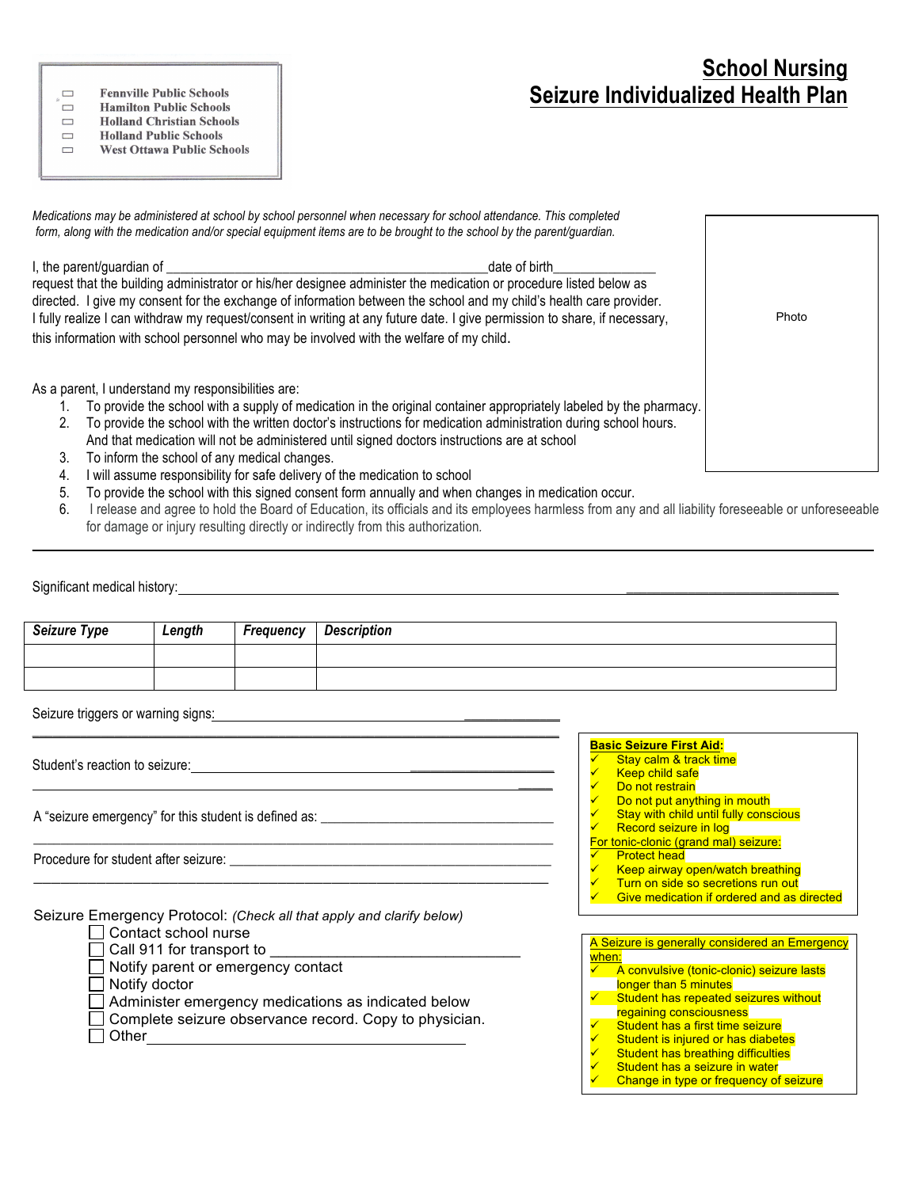- ☐ Fennville Public Schools
- ☐ Hamilton Public Schools
- ☐ Holland Christian Schools
- ☐ Holland Public Schools
- ☐ West Ottawa Public Schools

# School Nursing
# Seizure Individualized Health Plan

*Medications may be administered at school by school personnel when necessary for school attendance. This completed form, along with the medication and/or special equipment items are to be brought to the school by the parent/guardian.*

Photo

I, the parent/guardian of _______________________________________________date of birth______________ request that the building administrator or his/her designee administer the medication or procedure listed below as directed. I give my consent for the exchange of information between the school and my child's health care provider. I fully realize I can withdraw my request/consent in writing at any future date. I give permission to share, if necessary, this information with school personnel who may be involved with the welfare of my child.

As a parent, I understand my responsibilities are:

1. To provide the school with a supply of medication in the original container appropriately labeled by the pharmacy.
2. To provide the school with the written doctor's instructions for medication administration during school hours. And that medication will not be administered until signed doctors instructions are at school
3. To inform the school of any medical changes.
4. I will assume responsibility for safe delivery of the medication to school
5. To provide the school with this signed consent form annually and when changes in medication occur.
6. I release and agree to hold the Board of Education, its officials and its employees harmless from any and all liability foreseeable or unforeseeable for damage or injury resulting directly or indirectly from this authorization.

---

Significant medical history:_______________________________________________________________________________

| ***Seizure Type*** | ***Length*** | ***Frequency*** | ***Description*** |
|---|---|---|---|
| | | | |
| | | | |

Seizure triggers or warning signs:_______________________________________________

_______________________________________________________________________

Student's reaction to seizure:____________________________________________

_______________________________________________________________________

A "seizure emergency" for this student is defined as: ______________________________

_______________________________________________________________________

Procedure for student after seizure: _______________________________________

_______________________________________________________________________

Seizure Emergency Protocol: *(Check all that apply and clarify below)*

- ☐ Contact school nurse
- ☐ Call 911 for transport to _______________________________
- ☐ Notify parent or emergency contact
- ☐ Notify doctor
- ☐ Administer emergency medications as indicated below
- ☐ Complete seizure observance record. Copy to physician.
- ☐ Other_________________________________________

**Basic Seizure First Aid:**

- ✓ Stay calm & track time
- ✓ Keep child safe
- ✓ Do not restrain
- ✓ Do not put anything in mouth
- ✓ Stay with child until fully conscious
- ✓ Record seizure in log

For tonic-clonic (grand mal) seizure:

- ✓ Protect head
- ✓ Keep airway open/watch breathing
- ✓ Turn on side so secretions run out
- ✓ Give medication if ordered and as directed

A Seizure is generally considered an Emergency when:

- ✓ A convulsive (tonic-clonic) seizure lasts longer than 5 minutes
- ✓ Student has repeated seizures without regaining consciousness
- ✓ Student has a first time seizure
- ✓ Student is injured or has diabetes
- ✓ Student has breathing difficulties
- ✓ Student has a seizure in water
- ✓ Change in type or frequency of seizure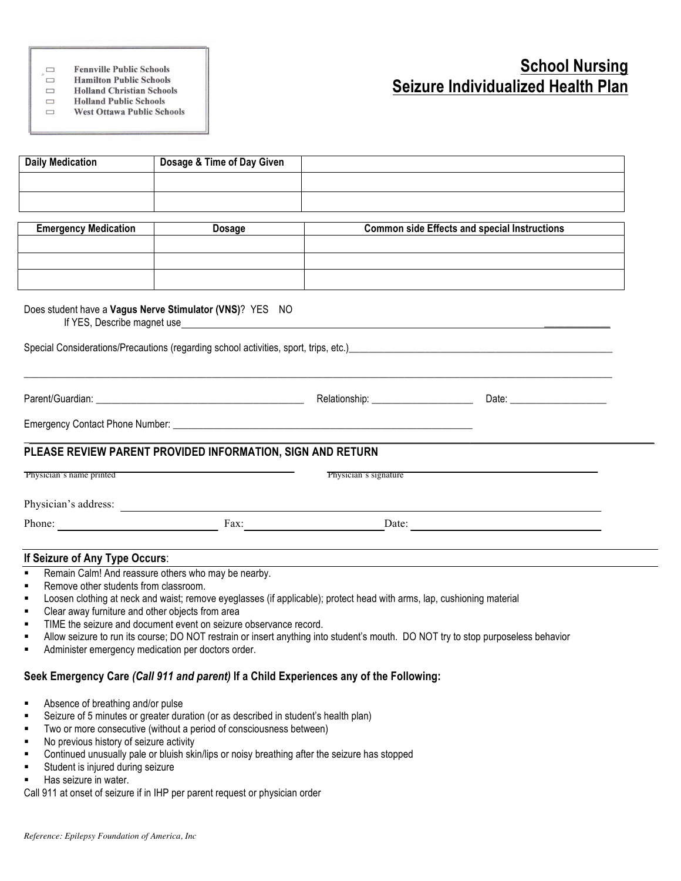- ☐ Fennville Public Schools
- ☐ Hamilton Public Schools
- ☐ Holland Christian Schools
- ☐ Holland Public Schools
- ☐ West Ottawa Public Schools

# School Nursing
# Seizure Individualized Health Plan

| Daily Medication | Dosage & Time of Day Given | |
|---|---|---|
| | | |
| | | |

| Emergency Medication | Dosage | Common side Effects and special Instructions |
|---|---|---|
| | | |
| | | |
| | | |

Does student have a **Vagus Nerve Stimulator (VNS)**? YES NO

If YES, Describe magnet use_______________________________________________

Special Considerations/Precautions (regarding school activities, sport, trips, etc.)_______________________________________________

_______________________________________________

Parent/Guardian: _______________________ Relationship: _______________ Date: _______________

Emergency Contact Phone Number: _______________________________________________

## PLEASE REVIEW PARENT PROVIDED INFORMATION, SIGN AND RETURN

_______________________ _______________________

Physician's name printed Physician's signature

Physician's address: _______________________________________________

Phone: _______________ Fax: _______________ Date: _______________

### If Seizure of Any Type Occurs:

- Remain Calm! And reassure others who may be nearby.
- Remove other students from classroom.
- Loosen clothing at neck and waist; remove eyeglasses (if applicable); protect head with arms, lap, cushioning material
- Clear away furniture and other objects from area
- TIME the seizure and document event on seizure observance record.
- Allow seizure to run its course; DO NOT restrain or insert anything into student's mouth. DO NOT try to stop purposeless behavior
- Administer emergency medication per doctors order.

### Seek Emergency Care *(Call 911 and parent)* If a Child Experiences any of the Following:

- Absence of breathing and/or pulse
- Seizure of 5 minutes or greater duration (or as described in student's health plan)
- Two or more consecutive (without a period of consciousness between)
- No previous history of seizure activity
- Continued unusually pale or bluish skin/lips or noisy breathing after the seizure has stopped
- Student is injured during seizure
- Has seizure in water.

Call 911 at onset of seizure if in IHP per parent request or physician order

*Reference: Epilepsy Foundation of America, Inc*